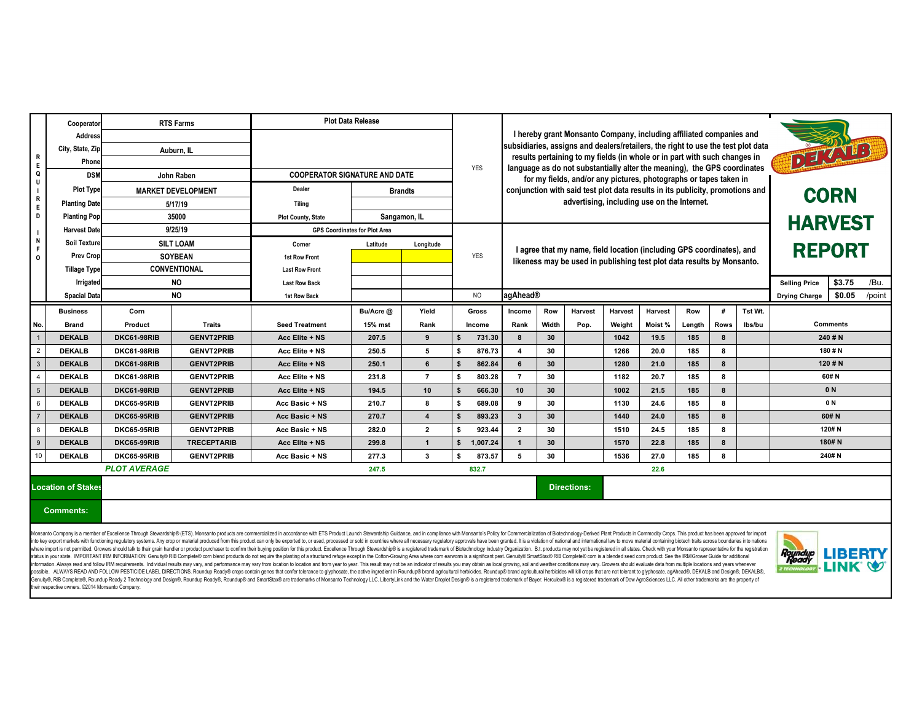# DEKALB CORN HARVEST REPORT

**REQUIRED INFO**

| Field | Value |
|---|---|
| Cooperator | RTS Farms |
| Address | |
| City, State, Zip | Auburn, IL |
| Phone | |
| DSM | John Raben |
| Plot Type | MARKET DEVELOPMENT |
| Planting Date | 5/17/19 |
| Planting Pop | 35000 |
| Harvest Date | 9/25/19 |
| Soil Texture | SILT LOAM |
| Prev Crop | SOYBEAN |
| Tillage Type | CONVENTIONAL |
| Irrigated | NO |
| Spacial Data | NO |

**Plot Data Release**

COOPERATOR SIGNATURE AND DATE

| | |
|---|---|
| Dealer | Brandts |
| Tiling | |
| Plot County, State | Sangamon, IL |

**GPS Coordinates for Plot Area**

| Corner | Latitude | Longitude |
|---|---|---|
| 1st Row Front | | |
| Last Row Front | | |
| Last Row Back | | |
| 1st Row Back | | |

YES — I hereby grant Monsanto Company, including affiliated companies and subsidiaries, assigns and dealers/retailers, the right to use the test plot data results pertaining to my fields (in whole or in part with such changes in language as do not substantially alter the meaning), the GPS coordinates for my fields, and/or any pictures, photographs or tapes taken in conjunction with said test plot data results in its publicity, promotions and advertising, including use on the Internet.

YES — I agree that my name, field location (including GPS coordinates), and likeness may be used in publishing test plot data results by Monsanto.

NO — agAhead®

| Selling Price | $3.75 | /Bu. |
|---|---|---|
| Drying Charge | $0.05 | /point |

| No. | Business Brand | Corn Product | Traits | Seed Treatment | Bu/Acre @ 15% mst | Yield Rank | Gross Income | Income Rank | Row Width | Harvest Pop. | Harvest Weight | Harvest Moist % | Row Length | # Rows | Tst Wt. lbs/bu | Comments |
|---|---|---|---|---|---|---|---|---|---|---|---|---|---|---|---|---|
| 1 | DEKALB | DKC61-98RIB | GENVT2PRIB | Acc Elite + NS | 207.5 | 9 | $ 731.30 | 8 | 30 | | 1042 | 19.5 | 185 | 8 | | 240 # N |
| 2 | DEKALB | DKC61-98RIB | GENVT2PRIB | Acc Elite + NS | 250.5 | 5 | $ 876.73 | 4 | 30 | | 1266 | 20.0 | 185 | 8 | | 180 # N |
| 3 | DEKALB | DKC61-98RIB | GENVT2PRIB | Acc Elite + NS | 250.1 | 6 | $ 862.84 | 6 | 30 | | 1280 | 21.0 | 185 | 8 | | 120 # N |
| 4 | DEKALB | DKC61-98RIB | GENVT2PRIB | Acc Elite + NS | 231.8 | 7 | $ 803.28 | 7 | 30 | | 1182 | 20.7 | 185 | 8 | | 60# N |
| 5 | DEKALB | DKC61-98RIB | GENVT2PRIB | Acc Elite + NS | 194.5 | 10 | $ 666.30 | 10 | 30 | | 1002 | 21.5 | 185 | 8 | | 0 N |
| 6 | DEKALB | DKC65-95RIB | GENVT2PRIB | Acc Basic + NS | 210.7 | 8 | $ 689.08 | 9 | 30 | | 1130 | 24.6 | 185 | 8 | | 0 N |
| 7 | DEKALB | DKC65-95RIB | GENVT2PRIB | Acc Basic + NS | 270.7 | 4 | $ 893.23 | 3 | 30 | | 1440 | 24.0 | 185 | 8 | | 60# N |
| 8 | DEKALB | DKC65-95RIB | GENVT2PRIB | Acc Basic + NS | 282.0 | 2 | $ 923.44 | 2 | 30 | | 1510 | 24.5 | 185 | 8 | | 120# N |
| 9 | DEKALB | DKC65-99RIB | TRECEPTARIB | Acc Elite + NS | 299.8 | 1 | $ 1,007.24 | 1 | 30 | | 1570 | 22.8 | 185 | 8 | | 180# N |
| 10 | DEKALB | DKC65-95RIB | GENVT2PRIB | Acc Basic + NS | 277.3 | 3 | $ 873.57 | 5 | 30 | | 1536 | 27.0 | 185 | 8 | | 240# N |
| | | *PLOT AVERAGE* | | | 247.5 | | 832.7 | | | | | 22.6 | | | | |

**Location of Stakes:**

**Directions:**

**Comments:**

Monsanto Company is a member of Excellence Through Stewardship® (ETS). Monsanto products are commercialized in accordance with ETS Product Launch Stewardship Guidance, and in compliance with Monsanto's Policy for Commercialization of Biotechnology-Derived Plant Products in Commodity Crops. This product has been approved for import into key export markets with functioning regulatory systems. Any crop or material produced from this product can only be exported to, or used, processed or sold in countries where all necessary regulatory approvals have been granted. It is a violation of national and international law to move material containing biotech traits across boundaries into nations where import is not permitted. Growers should talk to their grain handler or product purchaser to confirm their buying position for this product. Excellence Through Stewardship® is a registered trademark of Biotechnology Industry Organization. B.t. products may not yet be registered in all states. Check with your Monsanto representative for the registration status in your state. IMPORTANT IRM INFORMATION: Genuity® RIB Complete® corn blend products do not require the planting of a structured refuge except in the Cotton-Growing Area where corn earworm is a significant pest. Genuity® SmartStax® RIB Complete® corn is a blended seed corn product. See the IRM/Grower Guide for additional information. Always read and follow IRM requirements. Individual results may vary, and performance may vary from location to location and from year to year. This result may not be an indicator of results you may obtain as local growing, soil and weather conditions may vary. Growers should evaluate data from multiple locations and years whenever possible. ALWAYS READ AND FOLLOW PESTICIDE LABEL DIRECTIONS. Roundup Ready® crops contain genes that confer tolerance to glyphosate, the active ingredient in Roundup® brand agricultural herbicides. Roundup® brand agricultural herbicides will kill crops that are not tolerant to glyphosate. agAhead®, DEKALB and Design®, DEKALB®, Genuity®, RIB Complete®, Roundup Ready 2 Technology and Design®, Roundup Ready®, Roundup® and SmartStax® are trademarks of Monsanto Technology LLC. LibertyLink and the Water Droplet Design® is a registered trademark of Bayer. Herculex® is a registered trademark of Dow AgroSciences LLC. All other trademarks are the property of their respective owners. ©2014 Monsanto Company.

Roundup Ready 2 TECHNOLOGY · LIBERTY LINK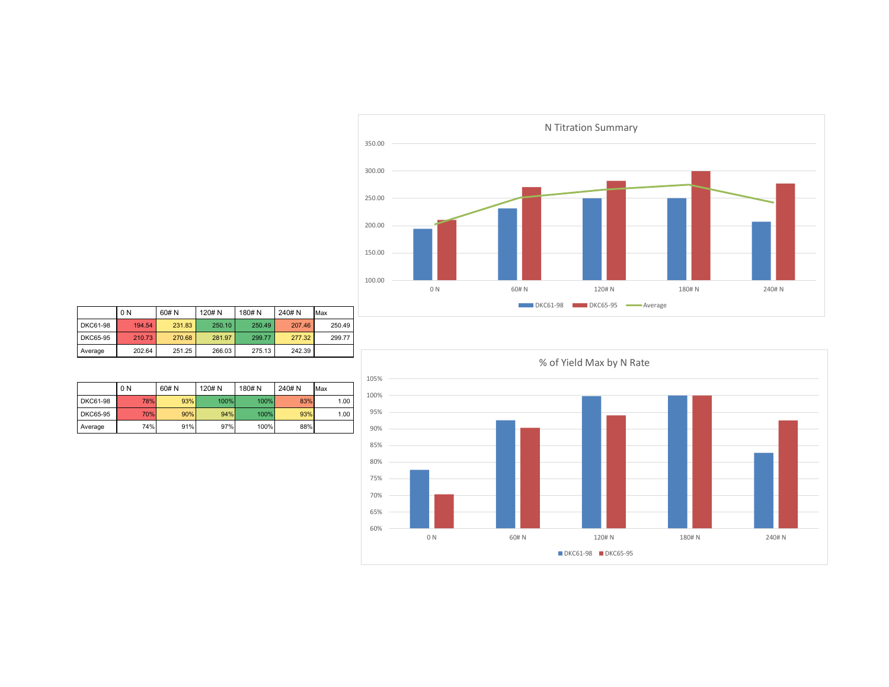| | 0 N | 60# N | 120# N | 180# N | 240# N | Max |
|---|---|---|---|---|---|---|
| DKC61-98 | 194.54 | 231.83 | 250.10 | 250.49 | 207.46 | 250.49 |
| DKC65-95 | 210.73 | 270.68 | 281.97 | 299.77 | 277.32 | 299.77 |
| Average | 202.64 | 251.25 | 266.03 | 275.13 | 242.39 | |

| | 0 N | 60# N | 120# N | 180# N | 240# N | Max |
|---|---|---|---|---|---|---|
| DKC61-98 | 78% | 93% | 100% | 100% | 83% | 1.00 |
| DKC65-95 | 70% | 90% | 94% | 100% | 93% | 1.00 |
| Average | 74% | 91% | 97% | 100% | 88% | |

N Titration Summary

350.00
300.00
250.00
200.00
150.00
100.00

0 N
60# N
120# N
180# N
240# N

DKC61-98 DKC65-95 Average

% of Yield Max by N Rate

105%
100%
95%
90%
85%
80%
75%
70%
65%
60%

0 N
60# N
120# N
180# N
240# N

DKC61-98 DKC65-95